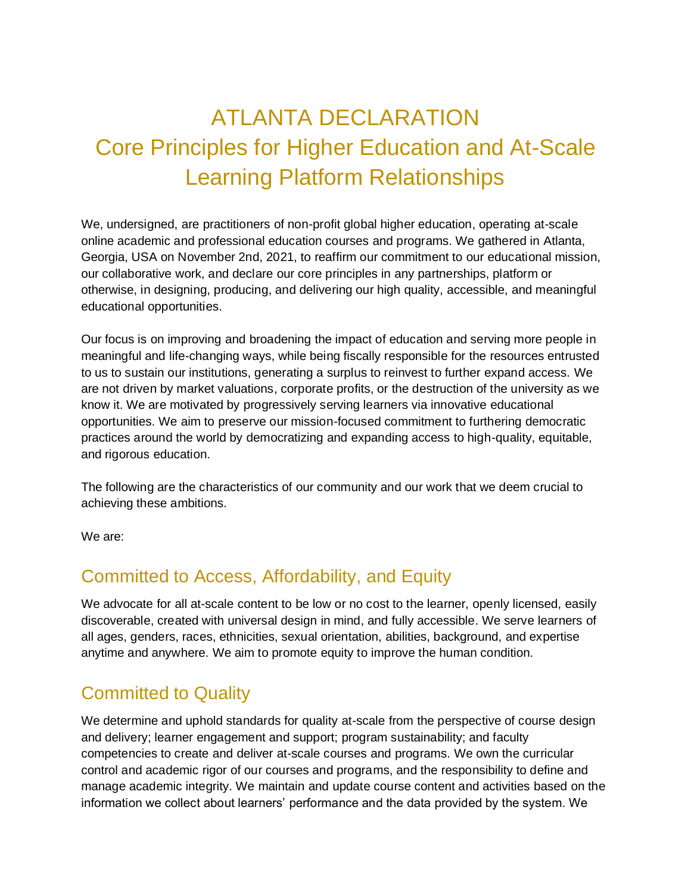# ATLANTA DECLARATION
# Core Principles for Higher Education and At-Scale Learning Platform Relationships

We, undersigned, are practitioners of non-profit global higher education, operating at-scale online academic and professional education courses and programs. We gathered in Atlanta, Georgia, USA on November 2nd, 2021, to reaffirm our commitment to our educational mission, our collaborative work, and declare our core principles in any partnerships, platform or otherwise, in designing, producing, and delivering our high quality, accessible, and meaningful educational opportunities.

Our focus is on improving and broadening the impact of education and serving more people in meaningful and life-changing ways, while being fiscally responsible for the resources entrusted to us to sustain our institutions, generating a surplus to reinvest to further expand access. We are not driven by market valuations, corporate profits, or the destruction of the university as we know it. We are motivated by progressively serving learners via innovative educational opportunities. We aim to preserve our mission-focused commitment to furthering democratic practices around the world by democratizing and expanding access to high-quality, equitable, and rigorous education.

The following are the characteristics of our community and our work that we deem crucial to achieving these ambitions.

We are:

## Committed to Access, Affordability, and Equity

We advocate for all at-scale content to be low or no cost to the learner, openly licensed, easily discoverable, created with universal design in mind, and fully accessible. We serve learners of all ages, genders, races, ethnicities, sexual orientation, abilities, background, and expertise anytime and anywhere. We aim to promote equity to improve the human condition.

## Committed to Quality

We determine and uphold standards for quality at-scale from the perspective of course design and delivery; learner engagement and support; program sustainability; and faculty competencies to create and deliver at-scale courses and programs. We own the curricular control and academic rigor of our courses and programs, and the responsibility to define and manage academic integrity. We maintain and update course content and activities based on the information we collect about learners' performance and the data provided by the system. We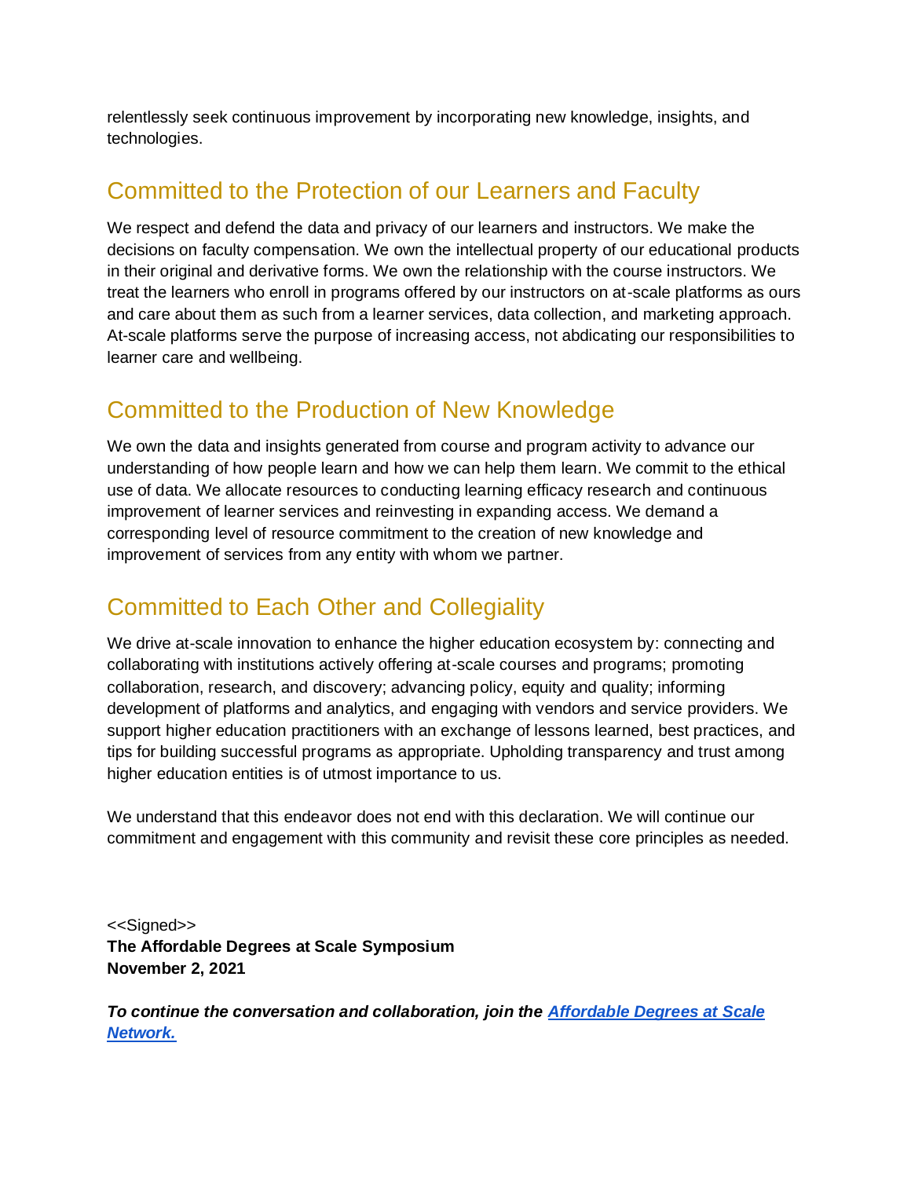relentlessly seek continuous improvement by incorporating new knowledge, insights, and technologies.

## Committed to the Protection of our Learners and Faculty

We respect and defend the data and privacy of our learners and instructors. We make the decisions on faculty compensation. We own the intellectual property of our educational products in their original and derivative forms. We own the relationship with the course instructors. We treat the learners who enroll in programs offered by our instructors on at-scale platforms as ours and care about them as such from a learner services, data collection, and marketing approach. At-scale platforms serve the purpose of increasing access, not abdicating our responsibilities to learner care and wellbeing.

## Committed to the Production of New Knowledge

We own the data and insights generated from course and program activity to advance our understanding of how people learn and how we can help them learn. We commit to the ethical use of data. We allocate resources to conducting learning efficacy research and continuous improvement of learner services and reinvesting in expanding access. We demand a corresponding level of resource commitment to the creation of new knowledge and improvement of services from any entity with whom we partner.

## Committed to Each Other and Collegiality

We drive at-scale innovation to enhance the higher education ecosystem by: connecting and collaborating with institutions actively offering at-scale courses and programs; promoting collaboration, research, and discovery; advancing policy, equity and quality; informing development of platforms and analytics, and engaging with vendors and service providers. We support higher education practitioners with an exchange of lessons learned, best practices, and tips for building successful programs as appropriate. Upholding transparency and trust among higher education entities is of utmost importance to us.

We understand that this endeavor does not end with this declaration. We will continue our commitment and engagement with this community and revisit these core principles as needed.

<<Signed>>
**The Affordable Degrees at Scale Symposium**
**November 2, 2021**

***To continue the conversation and collaboration, join the Affordable Degrees at Scale Network.***